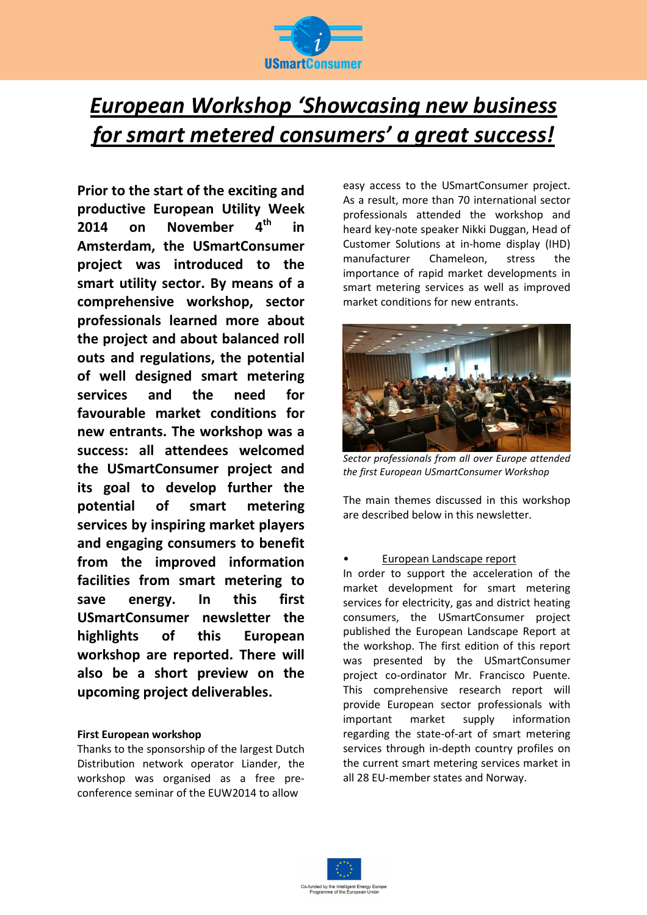# *European Workshop 'Showcasing new business for smart metered consumers' a great success!*

**Prior to the start of the exciting and productive European Utility Week 2014 on November 4th in Amsterdam, the USmartConsumer project was introduced to the smart utility sector. By means of a comprehensive workshop, sector professionals learned more about the project and about balanced roll outs and regulations, the potential of well designed smart metering services and the need for favourable market conditions for new entrants. The workshop was a success: all attendees welcomed the USmartConsumer project and its goal to develop further the potential of smart metering services by inspiring market players and engaging consumers to benefit from the improved information facilities from smart metering to save energy. In this first USmartConsumer newsletter the highlights of this European workshop are reported. There will also be a short preview on the upcoming project deliverables.**

**First European workshop**

Thanks to the sponsorship of the largest Dutch Distribution network operator Liander, the workshop was organised as a free pre-conference seminar of the EUW2014 to allow easy access to the USmartConsumer project. As a result, more than 70 international sector professionals attended the workshop and heard key-note speaker Nikki Duggan, Head of Customer Solutions at in-home display (IHD) manufacturer Chameleon, stress the importance of rapid market developments in smart metering services as well as improved market conditions for new entrants.

*Sector professionals from all over Europe attended the first European USmartConsumer Workshop*

The main themes discussed in this workshop are described below in this newsletter.

- European Landscape report

In order to support the acceleration of the market development for smart metering services for electricity, gas and district heating consumers, the USmartConsumer project published the European Landscape Report at the workshop. The first edition of this report was presented by the USmartConsumer project co-ordinator Mr. Francisco Puente. This comprehensive research report will provide European sector professionals with important market supply information regarding the state-of-art of smart metering services through in-depth country profiles on the current smart metering services market in all 28 EU-member states and Norway.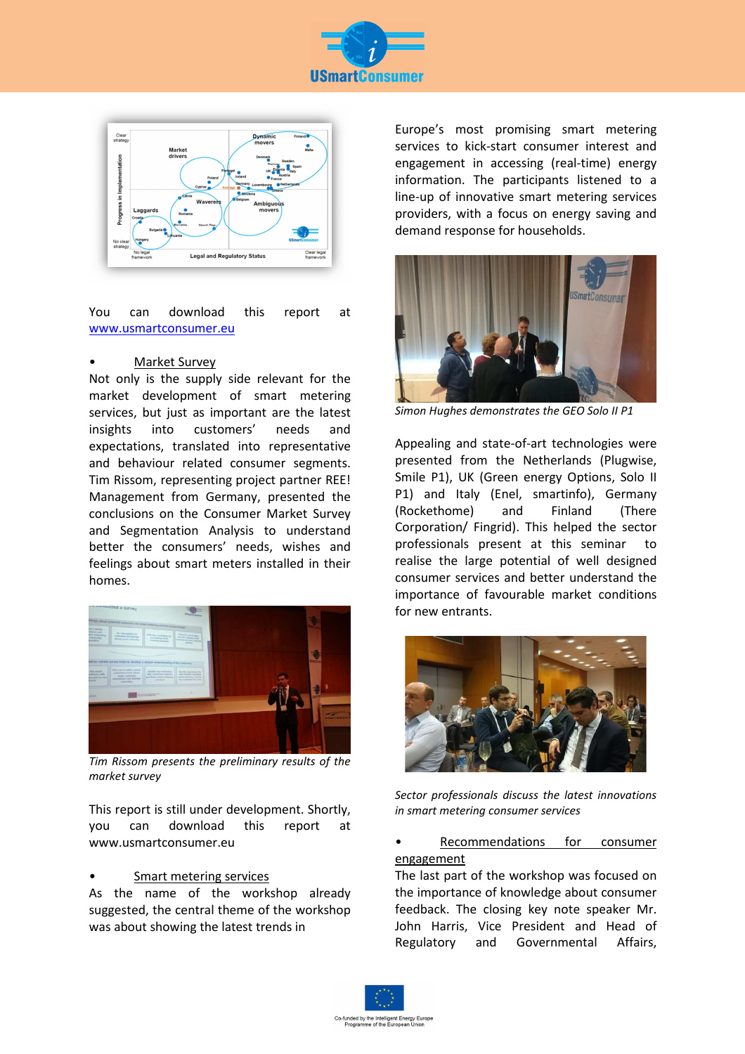You can download this report at www.usmartconsumer.eu

- Market Survey

Not only is the supply side relevant for the market development of smart metering services, but just as important are the latest insights into customers' needs and expectations, translated into representative and behaviour related consumer segments. Tim Rissom, representing project partner REE! Management from Germany, presented the conclusions on the Consumer Market Survey and Segmentation Analysis to understand better the consumers' needs, wishes and feelings about smart meters installed in their homes.

*Tim Rissom presents the preliminary results of the market survey*

This report is still under development. Shortly, you can download this report at www.usmartconsumer.eu

- Smart metering services

As the name of the workshop already suggested, the central theme of the workshop was about showing the latest trends in Europe's most promising smart metering services to kick-start consumer interest and engagement in accessing (real-time) energy information. The participants listened to a line-up of innovative smart metering services providers, with a focus on energy saving and demand response for households.

*Simon Hughes demonstrates the GEO Solo II P1*

Appealing and state-of-art technologies were presented from the Netherlands (Plugwise, Smile P1), UK (Green energy Options, Solo II P1) and Italy (Enel, smartinfo), Germany (Rockethome) and Finland (There Corporation/ Fingrid). This helped the sector professionals present at this seminar to realise the large potential of well designed consumer services and better understand the importance of favourable market conditions for new entrants.

*Sector professionals discuss the latest innovations in smart metering consumer services*

- Recommendations for consumer engagement

The last part of the workshop was focused on the importance of knowledge about consumer feedback. The closing key note speaker Mr. John Harris, Vice President and Head of Regulatory and Governmental Affairs,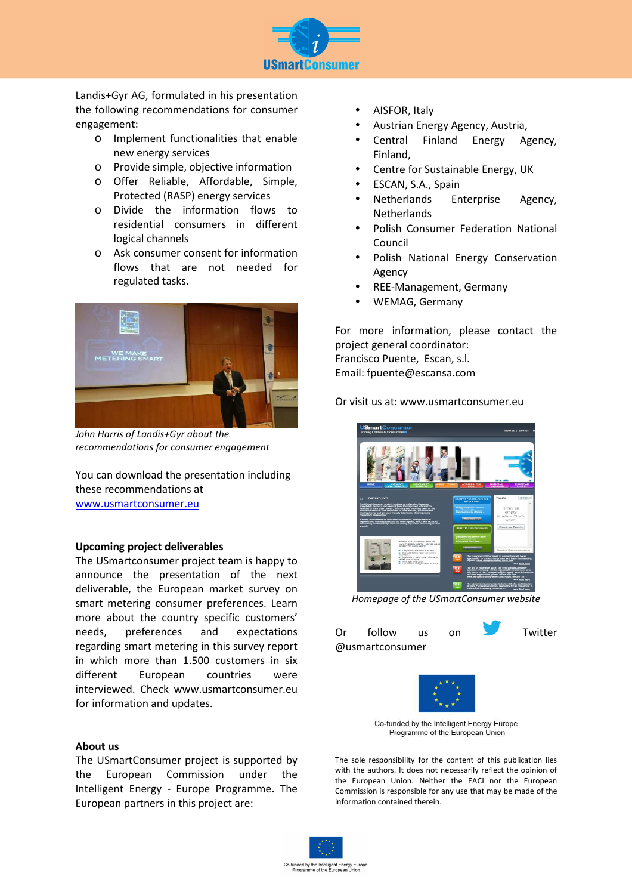Landis+Gyr AG, formulated in his presentation the following recommendations for consumer engagement:

- Implement functionalities that enable new energy services
- Provide simple, objective information
- Offer Reliable, Affordable, Simple, Protected (RASP) energy services
- Divide the information flows to residential consumers in different logical channels
- Ask consumer consent for information flows that are not needed for regulated tasks.

*John Harris of Landis+Gyr about the recommendations for consumer engagement*

You can download the presentation including these recommendations at www.usmartconsumer.eu

**Upcoming project deliverables**

The USmartconsumer project team is happy to announce the presentation of the next deliverable, the European market survey on smart metering consumer preferences. Learn more about the country specific customers' needs, preferences and expectations regarding smart metering in this survey report in which more than 1.500 customers in six different European countries were interviewed. Check www.usmartconsumer.eu for information and updates.

**About us**

The USmartConsumer project is supported by the European Commission under the Intelligent Energy - Europe Programme. The European partners in this project are:

- AISFOR, Italy
- Austrian Energy Agency, Austria,
- Central Finland Energy Agency, Finland,
- Centre for Sustainable Energy, UK
- ESCAN, S.A., Spain
- Netherlands Enterprise Agency, Netherlands
- Polish Consumer Federation National Council
- Polish National Energy Conservation Agency
- REE-Management, Germany
- WEMAG, Germany

For more information, please contact the project general coordinator:
Francisco Puente, Escan, s.l.
Email: fpuente@escansa.com

Or visit us at: www.usmartconsumer.eu

*Homepage of the USmartConsumer website*

Or follow us on Twitter @usmartconsumer

Co-funded by the Intelligent Energy Europe Programme of the European Union

The sole responsibility for the content of this publication lies with the authors. It does not necessarily reflect the opinion of the European Union. Neither the EACI nor the European Commission is responsible for any use that may be made of the information contained therein.